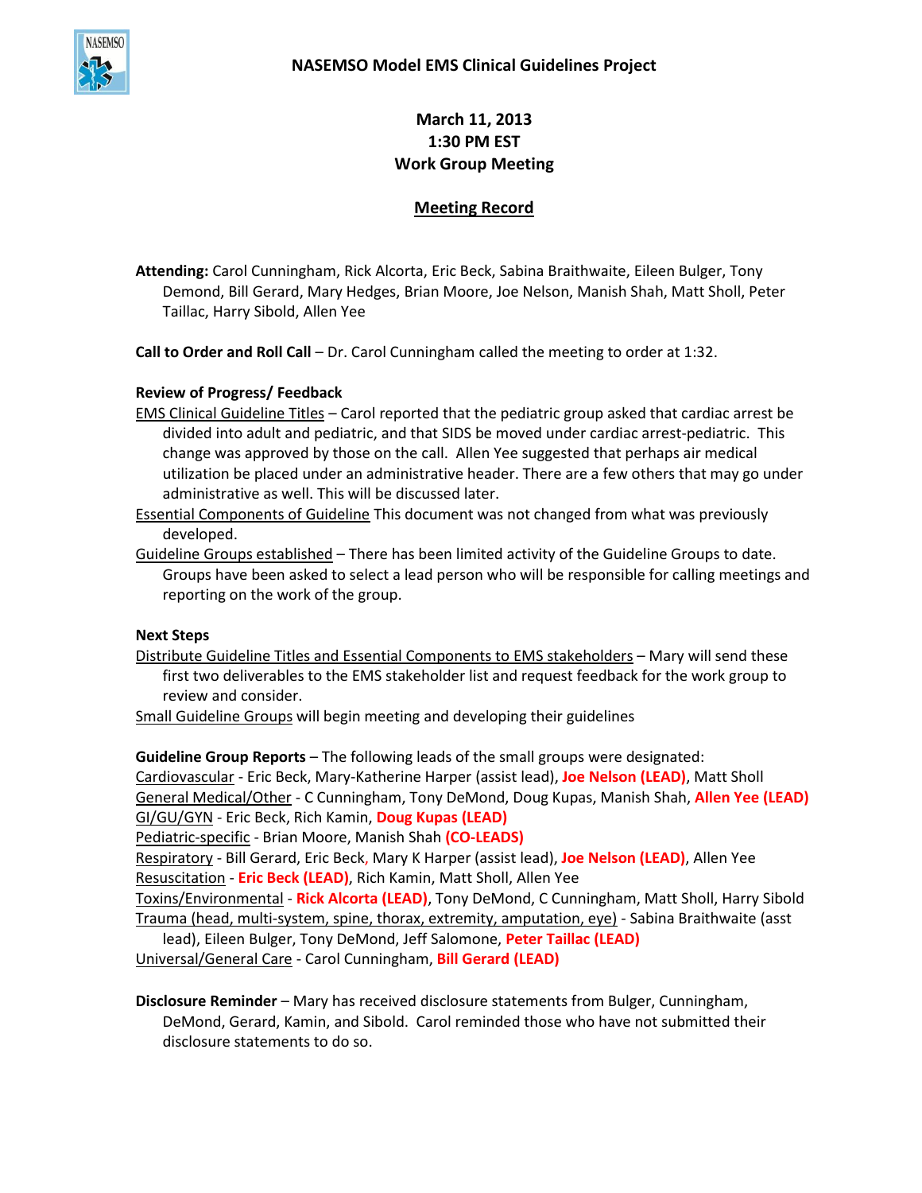# NASEMSO Model EMS Clinical Guidelines Project

**March 11, 2013**
**1:30 PM EST**
**Work Group Meeting**

## Meeting Record

**Attending:** Carol Cunningham, Rick Alcorta, Eric Beck, Sabina Braithwaite, Eileen Bulger, Tony Demond, Bill Gerard, Mary Hedges, Brian Moore, Joe Nelson, Manish Shah, Matt Sholl, Peter Taillac, Harry Sibold, Allen Yee

**Call to Order and Roll Call** – Dr. Carol Cunningham called the meeting to order at 1:32.

**Review of Progress/ Feedback**

EMS Clinical Guideline Titles – Carol reported that the pediatric group asked that cardiac arrest be divided into adult and pediatric, and that SIDS be moved under cardiac arrest-pediatric. This change was approved by those on the call. Allen Yee suggested that perhaps air medical utilization be placed under an administrative header. There are a few others that may go under administrative as well. This will be discussed later.

Essential Components of Guideline This document was not changed from what was previously developed.

Guideline Groups established – There has been limited activity of the Guideline Groups to date. Groups have been asked to select a lead person who will be responsible for calling meetings and reporting on the work of the group.

**Next Steps**

Distribute Guideline Titles and Essential Components to EMS stakeholders – Mary will send these first two deliverables to the EMS stakeholder list and request feedback for the work group to review and consider.

Small Guideline Groups will begin meeting and developing their guidelines

**Guideline Group Reports** – The following leads of the small groups were designated:

Cardiovascular - Eric Beck, Mary-Katherine Harper (assist lead), **Joe Nelson (LEAD)**, Matt Sholl

General Medical/Other - C Cunningham, Tony DeMond, Doug Kupas, Manish Shah, **Allen Yee (LEAD)**

GI/GU/GYN - Eric Beck, Rich Kamin, **Doug Kupas (LEAD)**

Pediatric-specific - Brian Moore, Manish Shah **(CO-LEADS)**

Respiratory - Bill Gerard, Eric Beck, Mary K Harper (assist lead), **Joe Nelson (LEAD)**, Allen Yee

Resuscitation - **Eric Beck (LEAD)**, Rich Kamin, Matt Sholl, Allen Yee

Toxins/Environmental - **Rick Alcorta (LEAD)**, Tony DeMond, C Cunningham, Matt Sholl, Harry Sibold

Trauma (head, multi-system, spine, thorax, extremity, amputation, eye) - Sabina Braithwaite (asst lead), Eileen Bulger, Tony DeMond, Jeff Salomone, **Peter Taillac (LEAD)**

Universal/General Care - Carol Cunningham, **Bill Gerard (LEAD)**

**Disclosure Reminder** – Mary has received disclosure statements from Bulger, Cunningham, DeMond, Gerard, Kamin, and Sibold. Carol reminded those who have not submitted their disclosure statements to do so.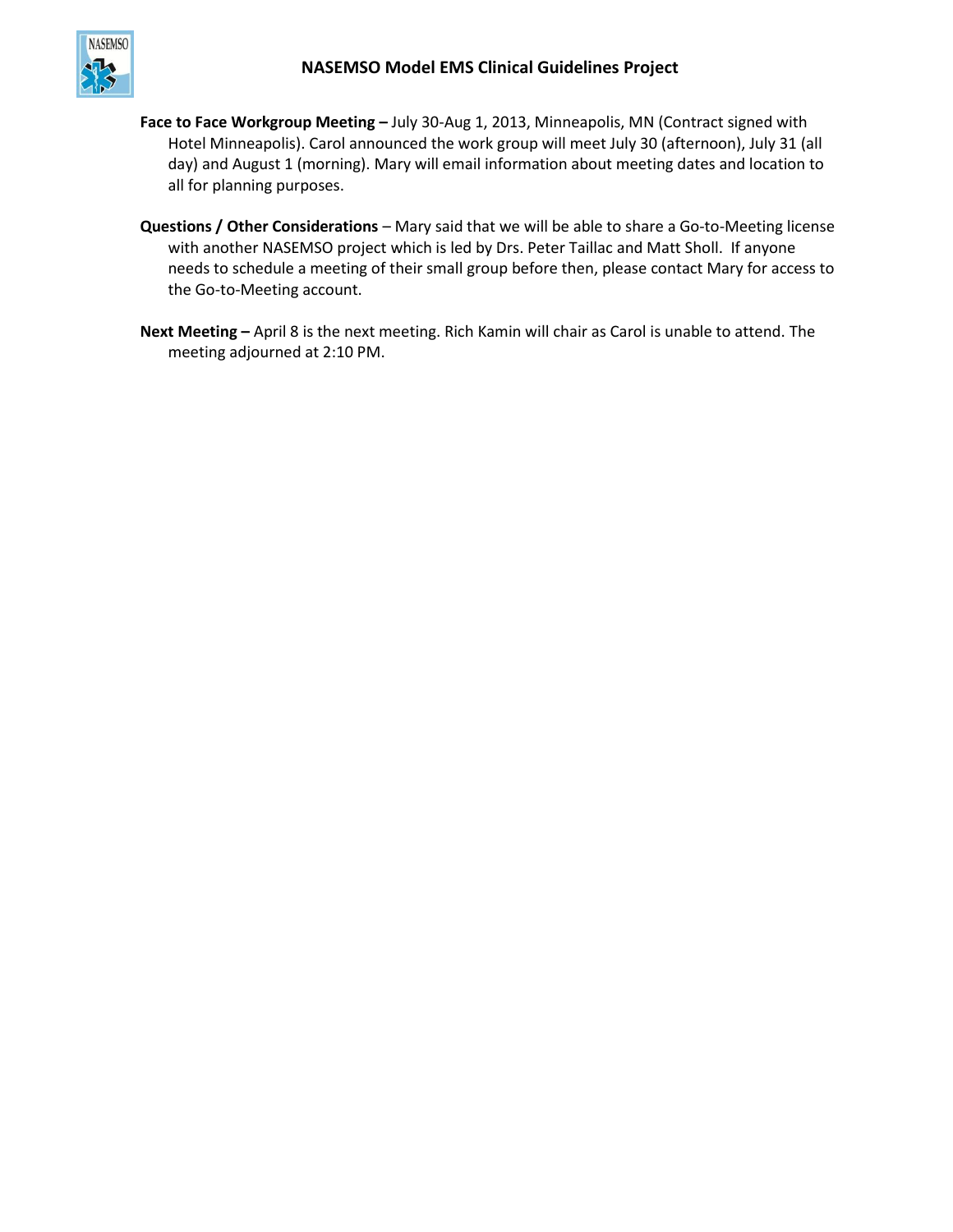**Face to Face Workgroup Meeting –** July 30-Aug 1, 2013, Minneapolis, MN (Contract signed with Hotel Minneapolis). Carol announced the work group will meet July 30 (afternoon), July 31 (all day) and August 1 (morning). Mary will email information about meeting dates and location to all for planning purposes.

**Questions / Other Considerations** – Mary said that we will be able to share a Go-to-Meeting license with another NASEMSO project which is led by Drs. Peter Taillac and Matt Sholl. If anyone needs to schedule a meeting of their small group before then, please contact Mary for access to the Go-to-Meeting account.

**Next Meeting –** April 8 is the next meeting. Rich Kamin will chair as Carol is unable to attend. The meeting adjourned at 2:10 PM.